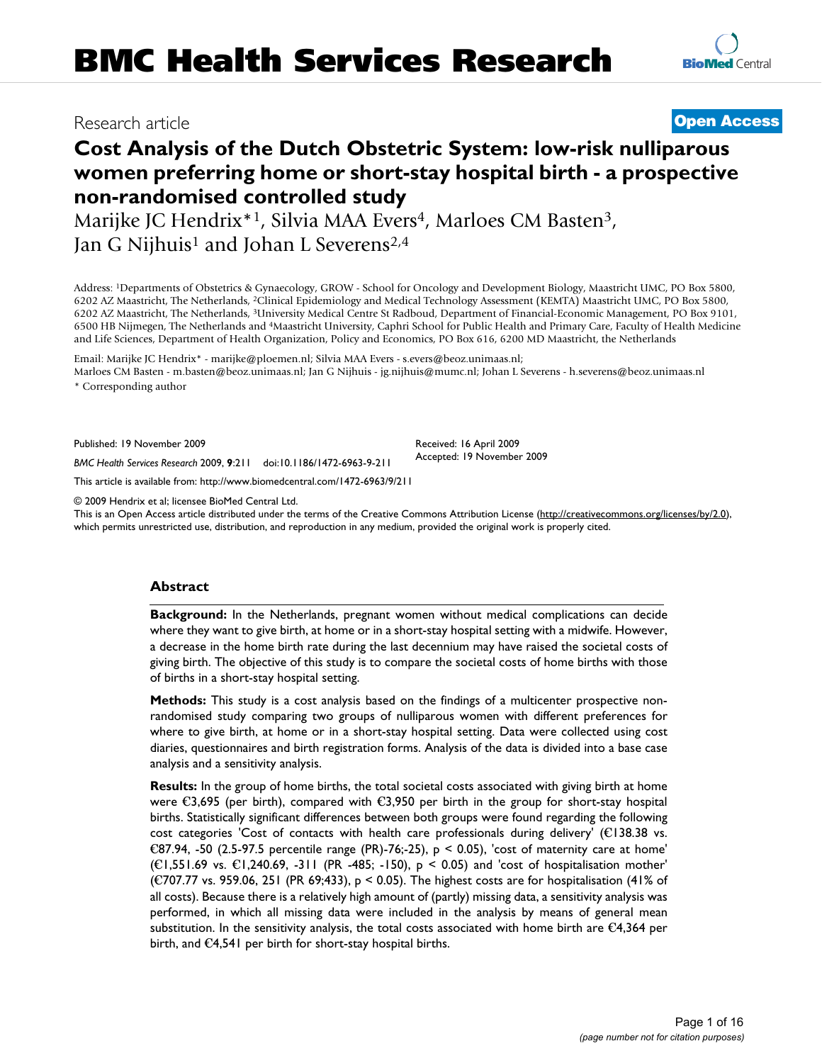# BMC Health Services Research

Research article

**Open Access**

# Cost Analysis of the Dutch Obstetric System: low-risk nulliparous women preferring home or short-stay hospital birth - a prospective non-randomised controlled study

Marijke JC Hendrix*[1], Silvia MAA Evers[4], Marloes CM Basten[3], Jan G Nijhuis[1] and Johan L Severens[2,4]

Address: [1]Departments of Obstetrics & Gynaecology, GROW - School for Oncology and Development Biology, Maastricht UMC, PO Box 5800, 6202 AZ Maastricht, The Netherlands, [2]Clinical Epidemiology and Medical Technology Assessment (KEMTA) Maastricht UMC, PO Box 5800, 6202 AZ Maastricht, The Netherlands, [3]University Medical Centre St Radboud, Department of Financial-Economic Management, PO Box 9101, 6500 HB Nijmegen, The Netherlands and [4]Maastricht University, Caphri School for Public Health and Primary Care, Faculty of Health Medicine and Life Sciences, Department of Health Organization, Policy and Economics, PO Box 616, 6200 MD Maastricht, the Netherlands

Email: Marijke JC Hendrix* - marijke@ploemen.nl; Silvia MAA Evers - s.evers@beoz.unimaas.nl; Marloes CM Basten - m.basten@beoz.unimaas.nl; Jan G Nijhuis - jg.nijhuis@mumc.nl; Johan L Severens - h.severens@beoz.unimaas.nl

* Corresponding author

Published: 19 November 2009

*BMC Health Services Research* 2009, **9**:211 doi:10.1186/1472-6963-9-211

Received: 16 April 2009
Accepted: 19 November 2009

This article is available from: http://www.biomedcentral.com/1472-6963/9/211

© 2009 Hendrix et al; licensee BioMed Central Ltd.
This is an Open Access article distributed under the terms of the Creative Commons Attribution License (http://creativecommons.org/licenses/by/2.0), which permits unrestricted use, distribution, and reproduction in any medium, provided the original work is properly cited.

## Abstract

**Background:** In the Netherlands, pregnant women without medical complications can decide where they want to give birth, at home or in a short-stay hospital setting with a midwife. However, a decrease in the home birth rate during the last decennium may have raised the societal costs of giving birth. The objective of this study is to compare the societal costs of home births with those of births in a short-stay hospital setting.

**Methods:** This study is a cost analysis based on the findings of a multicenter prospective non-randomised study comparing two groups of nulliparous women with different preferences for where to give birth, at home or in a short-stay hospital setting. Data were collected using cost diaries, questionnaires and birth registration forms. Analysis of the data is divided into a base case analysis and a sensitivity analysis.

**Results:** In the group of home births, the total societal costs associated with giving birth at home were €3,695 (per birth), compared with €3,950 per birth in the group for short-stay hospital births. Statistically significant differences between both groups were found regarding the following cost categories 'Cost of contacts with health care professionals during delivery' (€138.38 vs. €87.94, -50 (2.5-97.5 percentile range (PR)-76;-25), $p < 0.05$), 'cost of maternity care at home' (€1,551.69 vs. €1,240.69, -311 (PR -485; -150), $p < 0.05$) and 'cost of hospitalisation mother' (€707.77 vs. 959.06, 251 (PR 69;433), $p < 0.05$). The highest costs are for hospitalisation (41% of all costs). Because there is a relatively high amount of (partly) missing data, a sensitivity analysis was performed, in which all missing data were included in the analysis by means of general mean substitution. In the sensitivity analysis, the total costs associated with home birth are €4,364 per birth, and €4,541 per birth for short-stay hospital births.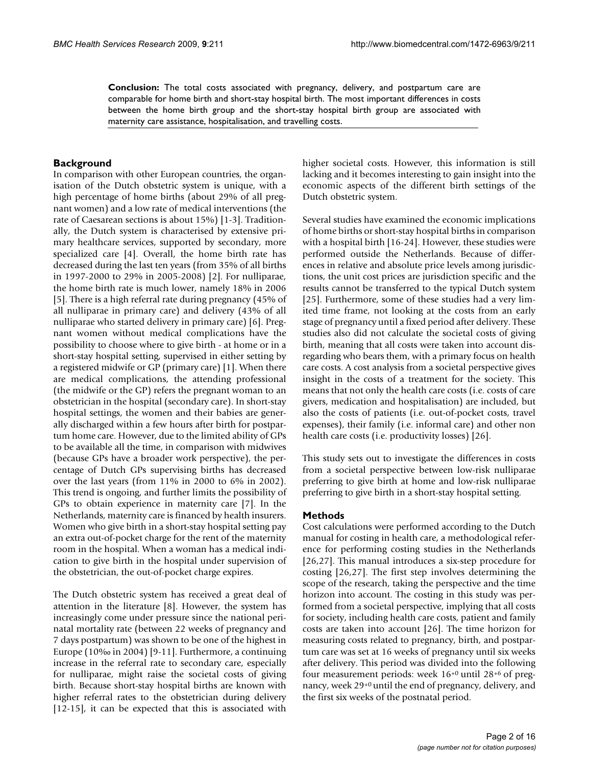**Conclusion:** The total costs associated with pregnancy, delivery, and postpartum care are comparable for home birth and short-stay hospital birth. The most important differences in costs between the home birth group and the short-stay hospital birth group are associated with maternity care assistance, hospitalisation, and travelling costs.

## Background

In comparison with other European countries, the organisation of the Dutch obstetric system is unique, with a high percentage of home births (about 29% of all pregnant women) and a low rate of medical interventions (the rate of Caesarean sections is about 15%) [1-3]. Traditionally, the Dutch system is characterised by extensive primary healthcare services, supported by secondary, more specialized care [4]. Overall, the home birth rate has decreased during the last ten years (from 35% of all births in 1997-2000 to 29% in 2005-2008) [2]. For nulliparae, the home birth rate is much lower, namely 18% in 2006 [5]. There is a high referral rate during pregnancy (45% of all nulliparae in primary care) and delivery (43% of all nulliparae who started delivery in primary care) [6]. Pregnant women without medical complications have the possibility to choose where to give birth - at home or in a short-stay hospital setting, supervised in either setting by a registered midwife or GP (primary care) [1]. When there are medical complications, the attending professional (the midwife or the GP) refers the pregnant woman to an obstetrician in the hospital (secondary care). In short-stay hospital settings, the women and their babies are generally discharged within a few hours after birth for postpartum home care. However, due to the limited ability of GPs to be available all the time, in comparison with midwives (because GPs have a broader work perspective), the percentage of Dutch GPs supervising births has decreased over the last years (from 11% in 2000 to 6% in 2002). This trend is ongoing, and further limits the possibility of GPs to obtain experience in maternity care [7]. In the Netherlands, maternity care is financed by health insurers. Women who give birth in a short-stay hospital setting pay an extra out-of-pocket charge for the rent of the maternity room in the hospital. When a woman has a medical indication to give birth in the hospital under supervision of the obstetrician, the out-of-pocket charge expires.

The Dutch obstetric system has received a great deal of attention in the literature [8]. However, the system has increasingly come under pressure since the national perinatal mortality rate (between 22 weeks of pregnancy and 7 days postpartum) was shown to be one of the highest in Europe (10‰ in 2004) [9-11]. Furthermore, a continuing increase in the referral rate to secondary care, especially for nulliparae, might raise the societal costs of giving birth. Because short-stay hospital births are known with higher referral rates to the obstetrician during delivery [12-15], it can be expected that this is associated with higher societal costs. However, this information is still lacking and it becomes interesting to gain insight into the economic aspects of the different birth settings of the Dutch obstetric system.

Several studies have examined the economic implications of home births or short-stay hospital births in comparison with a hospital birth [16-24]. However, these studies were performed outside the Netherlands. Because of differences in relative and absolute price levels among jurisdictions, the unit cost prices are jurisdiction specific and the results cannot be transferred to the typical Dutch system [25]. Furthermore, some of these studies had a very limited time frame, not looking at the costs from an early stage of pregnancy until a fixed period after delivery. These studies also did not calculate the societal costs of giving birth, meaning that all costs were taken into account disregarding who bears them, with a primary focus on health care costs. A cost analysis from a societal perspective gives insight in the costs of a treatment for the society. This means that not only the health care costs (i.e. costs of care givers, medication and hospitalisation) are included, but also the costs of patients (i.e. out-of-pocket costs, travel expenses), their family (i.e. informal care) and other non health care costs (i.e. productivity losses) [26].

This study sets out to investigate the differences in costs from a societal perspective between low-risk nulliparae preferring to give birth at home and low-risk nulliparae preferring to give birth in a short-stay hospital setting.

## Methods

Cost calculations were performed according to the Dutch manual for costing in health care, a methodological reference for performing costing studies in the Netherlands [26,27]. This manual introduces a six-step procedure for costing [26,27]. The first step involves determining the scope of the research, taking the perspective and the time horizon into account. The costing in this study was performed from a societal perspective, implying that all costs for society, including health care costs, patient and family costs are taken into account [26]. The time horizon for measuring costs related to pregnancy, birth, and postpartum care was set at 16 weeks of pregnancy until six weeks after delivery. This period was divided into the following four measurement periods: week $16^{+0}$ until $28^{+6}$ of pregnancy, week $29^{+0}$ until the end of pregnancy, delivery, and the first six weeks of the postnatal period.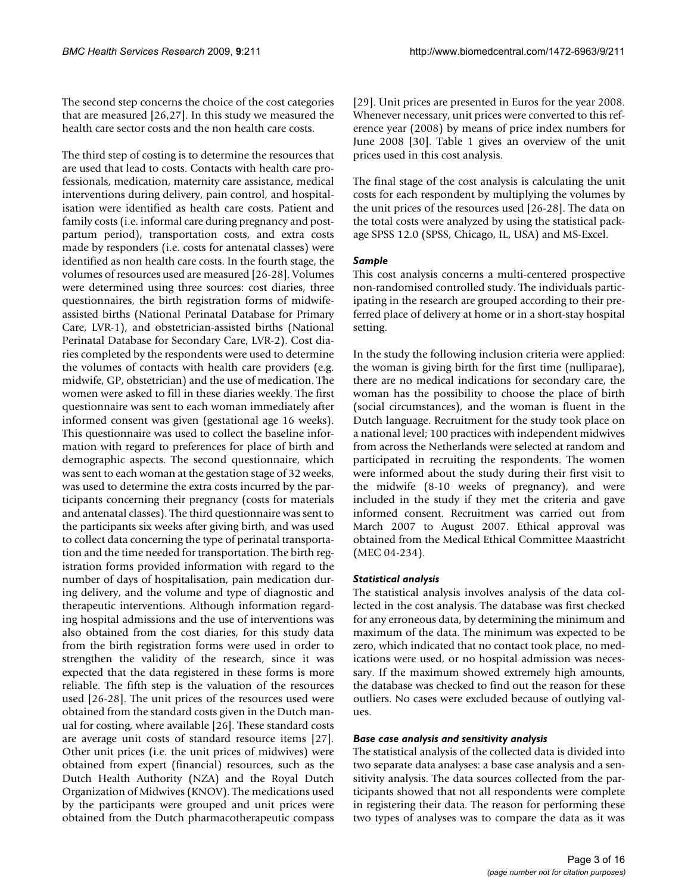The second step concerns the choice of the cost categories that are measured [26,27]. In this study we measured the health care sector costs and the non health care costs.

The third step of costing is to determine the resources that are used that lead to costs. Contacts with health care professionals, medication, maternity care assistance, medical interventions during delivery, pain control, and hospitalisation were identified as health care costs. Patient and family costs (i.e. informal care during pregnancy and postpartum period), transportation costs, and extra costs made by responders (i.e. costs for antenatal classes) were identified as non health care costs. In the fourth stage, the volumes of resources used are measured [26-28]. Volumes were determined using three sources: cost diaries, three questionnaires, the birth registration forms of midwife-assisted births (National Perinatal Database for Primary Care, LVR-1), and obstetrician-assisted births (National Perinatal Database for Secondary Care, LVR-2). Cost diaries completed by the respondents were used to determine the volumes of contacts with health care providers (e.g. midwife, GP, obstetrician) and the use of medication. The women were asked to fill in these diaries weekly. The first questionnaire was sent to each woman immediately after informed consent was given (gestational age 16 weeks). This questionnaire was used to collect the baseline information with regard to preferences for place of birth and demographic aspects. The second questionnaire, which was sent to each woman at the gestation stage of 32 weeks, was used to determine the extra costs incurred by the participants concerning their pregnancy (costs for materials and antenatal classes). The third questionnaire was sent to the participants six weeks after giving birth, and was used to collect data concerning the type of perinatal transportation and the time needed for transportation. The birth registration forms provided information with regard to the number of days of hospitalisation, pain medication during delivery, and the volume and type of diagnostic and therapeutic interventions. Although information regarding hospital admissions and the use of interventions was also obtained from the cost diaries, for this study data from the birth registration forms were used in order to strengthen the validity of the research, since it was expected that the data registered in these forms is more reliable. The fifth step is the valuation of the resources used [26-28]. The unit prices of the resources used were obtained from the standard costs given in the Dutch manual for costing, where available [26]. These standard costs are average unit costs of standard resource items [27]. Other unit prices (i.e. the unit prices of midwives) were obtained from expert (financial) resources, such as the Dutch Health Authority (NZA) and the Royal Dutch Organization of Midwives (KNOV). The medications used by the participants were grouped and unit prices were obtained from the Dutch pharmacotherapeutic compass [29]. Unit prices are presented in Euros for the year 2008. Whenever necessary, unit prices were converted to this reference year (2008) by means of price index numbers for June 2008 [30]. Table 1 gives an overview of the unit prices used in this cost analysis.

The final stage of the cost analysis is calculating the unit costs for each respondent by multiplying the volumes by the unit prices of the resources used [26-28]. The data on the total costs were analyzed by using the statistical package SPSS 12.0 (SPSS, Chicago, IL, USA) and MS-Excel.

### *Sample*

This cost analysis concerns a multi-centered prospective non-randomised controlled study. The individuals participating in the research are grouped according to their preferred place of delivery at home or in a short-stay hospital setting.

In the study the following inclusion criteria were applied: the woman is giving birth for the first time (nulliparae), there are no medical indications for secondary care, the woman has the possibility to choose the place of birth (social circumstances), and the woman is fluent in the Dutch language. Recruitment for the study took place on a national level; 100 practices with independent midwives from across the Netherlands were selected at random and participated in recruiting the respondents. The women were informed about the study during their first visit to the midwife (8-10 weeks of pregnancy), and were included in the study if they met the criteria and gave informed consent. Recruitment was carried out from March 2007 to August 2007. Ethical approval was obtained from the Medical Ethical Committee Maastricht (MEC 04-234).

### *Statistical analysis*

The statistical analysis involves analysis of the data collected in the cost analysis. The database was first checked for any erroneous data, by determining the minimum and maximum of the data. The minimum was expected to be zero, which indicated that no contact took place, no medications were used, or no hospital admission was necessary. If the maximum showed extremely high amounts, the database was checked to find out the reason for these outliers. No cases were excluded because of outlying values.

### *Base case analysis and sensitivity analysis*

The statistical analysis of the collected data is divided into two separate data analyses: a base case analysis and a sensitivity analysis. The data sources collected from the participants showed that not all respondents were complete in registering their data. The reason for performing these two types of analyses was to compare the data as it was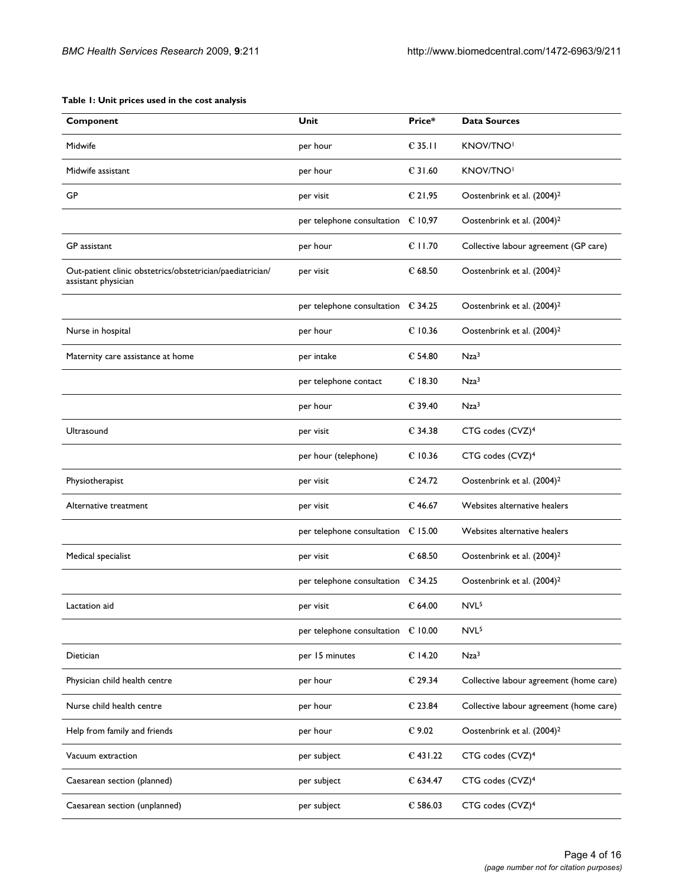**Table 1: Unit prices used in the cost analysis**

| Component | Unit | Price* | Data Sources |
| --- | --- | --- | --- |
| Midwife | per hour | € 35.11 | KNOV/TNO[1] |
| Midwife assistant | per hour | € 31.60 | KNOV/TNO[1] |
| GP | per visit | € 21,95 | Oostenbrink et al. (2004)[2] |
| | per telephone consultation | € 10,97 | Oostenbrink et al. (2004)[2] |
| GP assistant | per hour | € 11.70 | Collective labour agreement (GP care) |
| Out-patient clinic obstetrics/obstetrician/paediatrician/ assistant physician | per visit | € 68.50 | Oostenbrink et al. (2004)[2] |
| | per telephone consultation | € 34.25 | Oostenbrink et al. (2004)[2] |
| Nurse in hospital | per hour | € 10.36 | Oostenbrink et al. (2004)[2] |
| Maternity care assistance at home | per intake | € 54.80 | Nza[3] |
| | per telephone contact | € 18.30 | Nza[3] |
| | per hour | € 39.40 | Nza[3] |
| Ultrasound | per visit | € 34.38 | CTG codes (CVZ)[4] |
| | per hour (telephone) | € 10.36 | CTG codes (CVZ)[4] |
| Physiotherapist | per visit | € 24.72 | Oostenbrink et al. (2004)[2] |
| Alternative treatment | per visit | € 46.67 | Websites alternative healers |
| | per telephone consultation | € 15.00 | Websites alternative healers |
| Medical specialist | per visit | € 68.50 | Oostenbrink et al. (2004)[2] |
| | per telephone consultation | € 34.25 | Oostenbrink et al. (2004)[2] |
| Lactation aid | per visit | € 64.00 | NVL[5] |
| | per telephone consultation | € 10.00 | NVL[5] |
| Dietician | per 15 minutes | € 14.20 | Nza[3] |
| Physician child health centre | per hour | € 29.34 | Collective labour agreement (home care) |
| Nurse child health centre | per hour | € 23.84 | Collective labour agreement (home care) |
| Help from family and friends | per hour | € 9.02 | Oostenbrink et al. (2004)[2] |
| Vacuum extraction | per subject | € 431.22 | CTG codes (CVZ)[4] |
| Caesarean section (planned) | per subject | € 634.47 | CTG codes (CVZ)[4] |
| Caesarean section (unplanned) | per subject | € 586.03 | CTG codes (CVZ)[4] |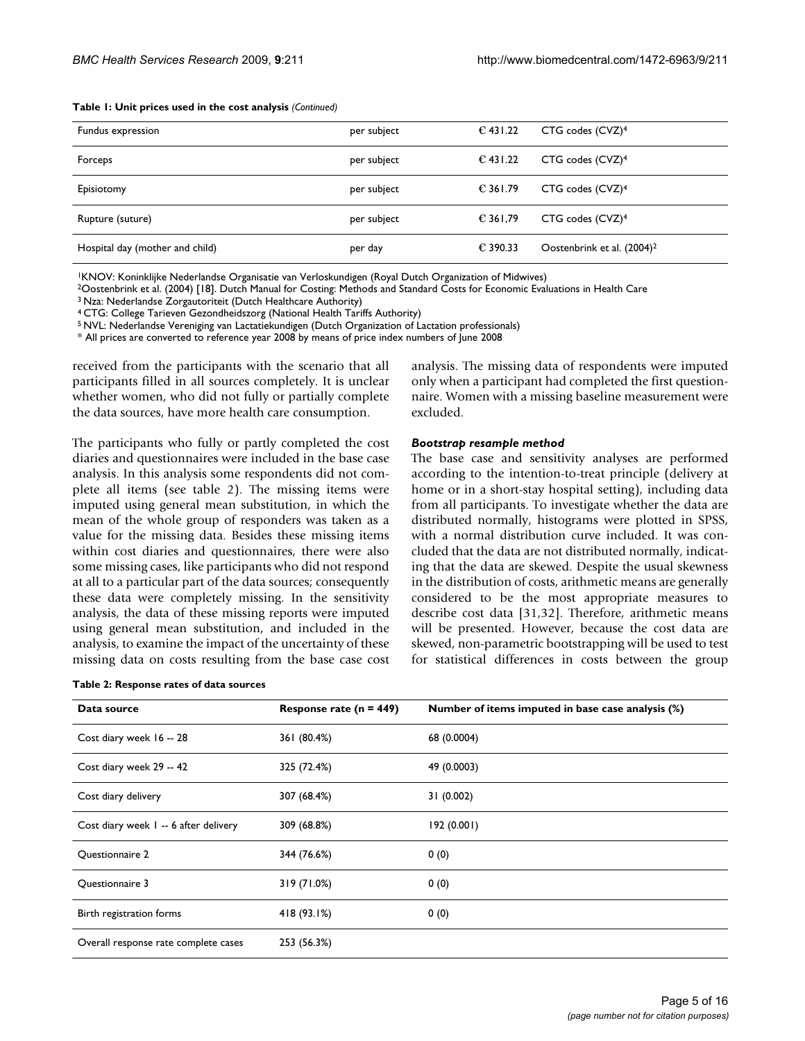**Table 1: Unit prices used in the cost analysis** *(Continued)*

| | | | |
|---|---|---|---|
| Fundus expression | per subject | € 431.22 | CTG codes (CVZ)[4] |
| Forceps | per subject | € 431.22 | CTG codes (CVZ)[4] |
| Episiotomy | per subject | € 361.79 | CTG codes (CVZ)[4] |
| Rupture (suture) | per subject | € 361,79 | CTG codes (CVZ)[4] |
| Hospital day (mother and child) | per day | € 390.33 | Oostenbrink et al. (2004)[2] |

[1]KNOV: Koninklijke Nederlandse Organisatie van Verloskundigen (Royal Dutch Organization of Midwives)
[2]Oostenbrink et al. (2004) [18]. Dutch Manual for Costing: Methods and Standard Costs for Economic Evaluations in Health Care
[3] Nza: Nederlandse Zorgautoriteit (Dutch Healthcare Authority)
[4] CTG: College Tarieven Gezondheidszorg (National Health Tariffs Authority)
[5] NVL: Nederlandse Vereniging van Lactatiekundigen (Dutch Organization of Lactation professionals)
\* All prices are converted to reference year 2008 by means of price index numbers of June 2008

received from the participants with the scenario that all participants filled in all sources completely. It is unclear whether women, who did not fully or partially complete the data sources, have more health care consumption.

The participants who fully or partly completed the cost diaries and questionnaires were included in the base case analysis. In this analysis some respondents did not complete all items (see table 2). The missing items were imputed using general mean substitution, in which the mean of the whole group of responders was taken as a value for the missing data. Besides these missing items within cost diaries and questionnaires, there were also some missing cases, like participants who did not respond at all to a particular part of the data sources; consequently these data were completely missing. In the sensitivity analysis, the data of these missing reports were imputed using general mean substitution, and included in the analysis, to examine the impact of the uncertainty of these missing data on costs resulting from the base case cost analysis. The missing data of respondents were imputed only when a participant had completed the first questionnaire. Women with a missing baseline measurement were excluded.

### *Bootstrap resample method*

The base case and sensitivity analyses are performed according to the intention-to-treat principle (delivery at home or in a short-stay hospital setting), including data from all participants. To investigate whether the data are distributed normally, histograms were plotted in SPSS, with a normal distribution curve included. It was concluded that the data are not distributed normally, indicating that the data are skewed. Despite the usual skewness in the distribution of costs, arithmetic means are generally considered to be the most appropriate measures to describe cost data [31,32]. Therefore, arithmetic means will be presented. However, because the cost data are skewed, non-parametric bootstrapping will be used to test for statistical differences in costs between the group

**Table 2: Response rates of data sources**

| Data source | Response rate (n = 449) | Number of items imputed in base case analysis (%) |
|---|---|---|
| Cost diary week 16 -- 28 | 361 (80.4%) | 68 (0.0004) |
| Cost diary week 29 -- 42 | 325 (72.4%) | 49 (0.0003) |
| Cost diary delivery | 307 (68.4%) | 31 (0.002) |
| Cost diary week 1 -- 6 after delivery | 309 (68.8%) | 192 (0.001) |
| Questionnaire 2 | 344 (76.6%) | 0 (0) |
| Questionnaire 3 | 319 (71.0%) | 0 (0) |
| Birth registration forms | 418 (93.1%) | 0 (0) |
| Overall response rate complete cases | 253 (56.3%) | |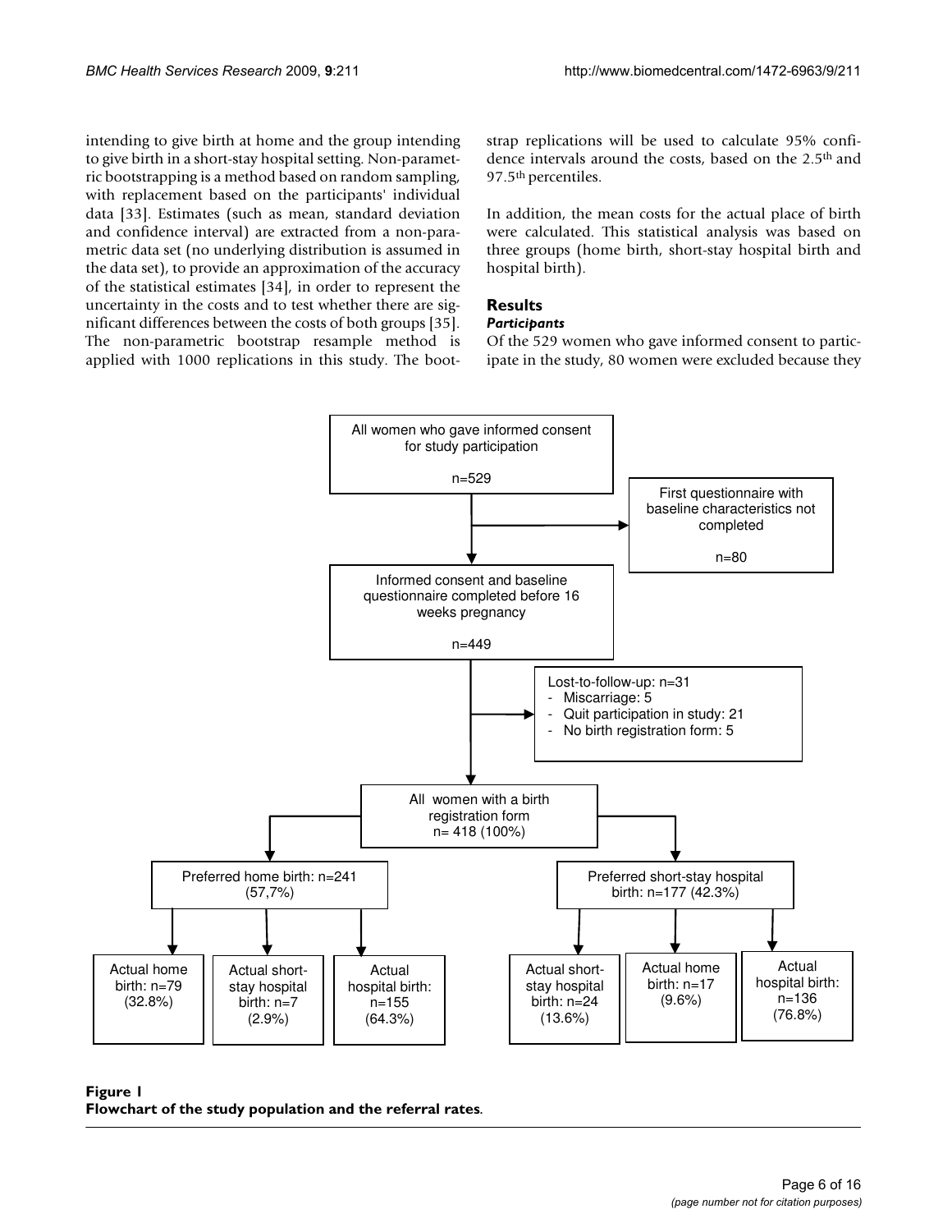intending to give birth at home and the group intending to give birth in a short-stay hospital setting. Non-parametric bootstrapping is a method based on random sampling, with replacement based on the participants' individual data [33]. Estimates (such as mean, standard deviation and confidence interval) are extracted from a non-parametric data set (no underlying distribution is assumed in the data set), to provide an approximation of the accuracy of the statistical estimates [34], in order to represent the uncertainty in the costs and to test whether there are significant differences between the costs of both groups [35]. The non-parametric bootstrap resample method is applied with 1000 replications in this study. The bootstrap replications will be used to calculate 95% confidence intervals around the costs, based on the 2.5[th] and 97.5[th] percentiles.

In addition, the mean costs for the actual place of birth were calculated. This statistical analysis was based on three groups (home birth, short-stay hospital birth and hospital birth).

## Results

### *Participants*

Of the 529 women who gave informed consent to participate in the study, 80 women were excluded because they

All women who gave informed consent for study participation

n=529

First questionnaire with baseline characteristics not completed

n=80

Informed consent and baseline questionnaire completed before 16 weeks pregnancy

n=449

Lost-to-follow-up: n=31
- Miscarriage: 5
- Quit participation in study: 21
- No birth registration form: 5

All women with a birth registration form
n= 418 (100%)

Preferred home birth: n=241 (57,7%)

Preferred short-stay hospital birth: n=177 (42.3%)

Actual home birth: n=79 (32.8%)

Actual short-stay hospital birth: n=7 (2.9%)

Actual hospital birth: n=155 (64.3%)

Actual short-stay hospital birth: n=24 (13.6%)

Actual home birth: n=17 (9.6%)

Actual hospital birth: n=136 (76.8%)

**Figure 1**
**Flowchart of the study population and the referral rates**.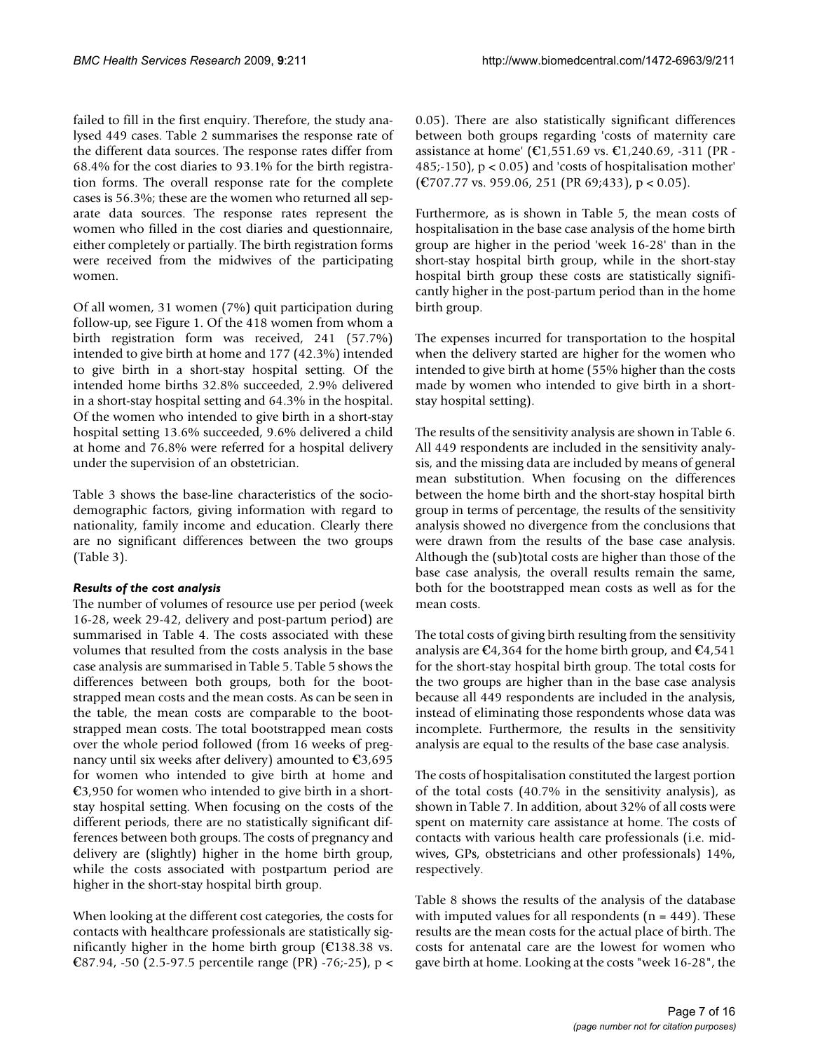failed to fill in the first enquiry. Therefore, the study analysed 449 cases. Table 2 summarises the response rate of the different data sources. The response rates differ from 68.4% for the cost diaries to 93.1% for the birth registration forms. The overall response rate for the complete cases is 56.3%; these are the women who returned all separate data sources. The response rates represent the women who filled in the cost diaries and questionnaire, either completely or partially. The birth registration forms were received from the midwives of the participating women.

Of all women, 31 women (7%) quit participation during follow-up, see Figure 1. Of the 418 women from whom a birth registration form was received, 241 (57.7%) intended to give birth at home and 177 (42.3%) intended to give birth in a short-stay hospital setting. Of the intended home births 32.8% succeeded, 2.9% delivered in a short-stay hospital setting and 64.3% in the hospital. Of the women who intended to give birth in a short-stay hospital setting 13.6% succeeded, 9.6% delivered a child at home and 76.8% were referred for a hospital delivery under the supervision of an obstetrician.

Table 3 shows the base-line characteristics of the sociodemographic factors, giving information with regard to nationality, family income and education. Clearly there are no significant differences between the two groups (Table 3).

### *Results of the cost analysis*

The number of volumes of resource use per period (week 16-28, week 29-42, delivery and post-partum period) are summarised in Table 4. The costs associated with these volumes that resulted from the costs analysis in the base case analysis are summarised in Table 5. Table 5 shows the differences between both groups, both for the bootstrapped mean costs and the mean costs. As can be seen in the table, the mean costs are comparable to the bootstrapped mean costs. The total bootstrapped mean costs over the whole period followed (from 16 weeks of pregnancy until six weeks after delivery) amounted to €3,695 for women who intended to give birth at home and €3,950 for women who intended to give birth in a short-stay hospital setting. When focusing on the costs of the different periods, there are no statistically significant differences between both groups. The costs of pregnancy and delivery are (slightly) higher in the home birth group, while the costs associated with postpartum period are higher in the short-stay hospital birth group.

When looking at the different cost categories, the costs for contacts with healthcare professionals are statistically significantly higher in the home birth group (€138.38 vs. €87.94, -50 (2.5-97.5 percentile range (PR) -76;-25), $p < 0.05$). There are also statistically significant differences between both groups regarding 'costs of maternity care assistance at home' (€1,551.69 vs. €1,240.69, -311 (PR -485;-150), $p < 0.05$) and 'costs of hospitalisation mother' (€707.77 vs. 959.06, 251 (PR 69;433), $p < 0.05$).

Furthermore, as is shown in Table 5, the mean costs of hospitalisation in the base case analysis of the home birth group are higher in the period 'week 16-28' than in the short-stay hospital birth group, while in the short-stay hospital birth group these costs are statistically significantly higher in the post-partum period than in the home birth group.

The expenses incurred for transportation to the hospital when the delivery started are higher for the women who intended to give birth at home (55% higher than the costs made by women who intended to give birth in a short-stay hospital setting).

The results of the sensitivity analysis are shown in Table 6. All 449 respondents are included in the sensitivity analysis, and the missing data are included by means of general mean substitution. When focusing on the differences between the home birth and the short-stay hospital birth group in terms of percentage, the results of the sensitivity analysis showed no divergence from the conclusions that were drawn from the results of the base case analysis. Although the (sub)total costs are higher than those of the base case analysis, the overall results remain the same, both for the bootstrapped mean costs as well as for the mean costs.

The total costs of giving birth resulting from the sensitivity analysis are €4,364 for the home birth group, and €4,541 for the short-stay hospital birth group. The total costs for the two groups are higher than in the base case analysis because all 449 respondents are included in the analysis, instead of eliminating those respondents whose data was incomplete. Furthermore, the results in the sensitivity analysis are equal to the results of the base case analysis.

The costs of hospitalisation constituted the largest portion of the total costs (40.7% in the sensitivity analysis), as shown in Table 7. In addition, about 32% of all costs were spent on maternity care assistance at home. The costs of contacts with various health care professionals (i.e. midwives, GPs, obstetricians and other professionals) 14%, respectively.

Table 8 shows the results of the analysis of the database with imputed values for all respondents (n = 449). These results are the mean costs for the actual place of birth. The costs for antenatal care are the lowest for women who gave birth at home. Looking at the costs "week 16-28", the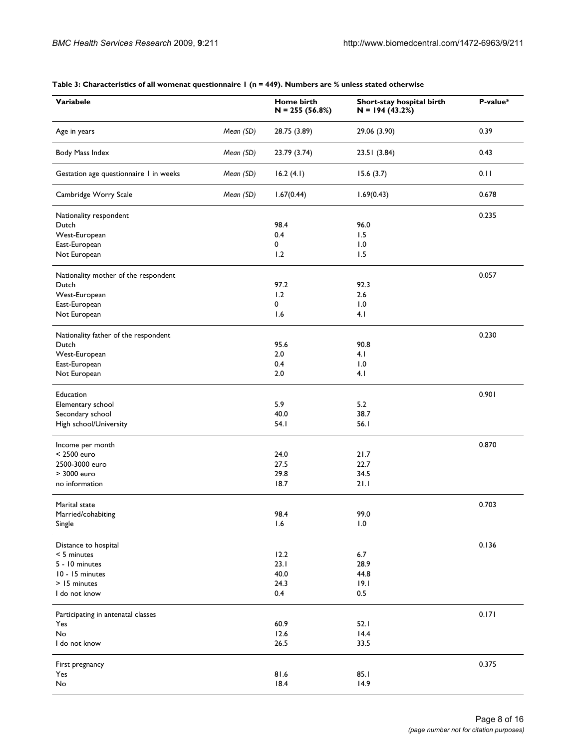**Table 3: Characteristics of all womenat questionnaire 1 (n = 449). Numbers are % unless stated otherwise**

| Variabele | | Home birth N = 255 (56.8%) | Short-stay hospital birth N = 194 (43.2%) | P-value* |
|---|---|---|---|---|
| Age in years | *Mean (SD)* | 28.75 (3.89) | 29.06 (3.90) | 0.39 |
| Body Mass Index | *Mean (SD)* | 23.79 (3.74) | 23.51 (3.84) | 0.43 |
| Gestation age questionnaire 1 in weeks | *Mean (SD)* | 16.2 (4.1) | 15.6 (3.7) | 0.11 |
| Cambridge Worry Scale | *Mean (SD)* | 1.67(0.44) | 1.69(0.43) | 0.678 |
| Nationality respondent | | | | 0.235 |
| Dutch | | 98.4 | 96.0 | |
| West-European | | 0.4 | 1.5 | |
| East-European | | 0 | 1.0 | |
| Not European | | 1.2 | 1.5 | |
| Nationality mother of the respondent | | | | 0.057 |
| Dutch | | 97.2 | 92.3 | |
| West-European | | 1.2 | 2.6 | |
| East-European | | 0 | 1.0 | |
| Not European | | 1.6 | 4.1 | |
| Nationality father of the respondent | | | | 0.230 |
| Dutch | | 95.6 | 90.8 | |
| West-European | | 2.0 | 4.1 | |
| East-European | | 0.4 | 1.0 | |
| Not European | | 2.0 | 4.1 | |
| Education | | | | 0.901 |
| Elementary school | | 5.9 | 5.2 | |
| Secondary school | | 40.0 | 38.7 | |
| High school/University | | 54.1 | 56.1 | |
| Income per month | | | | 0.870 |
| < 2500 euro | | 24.0 | 21.7 | |
| 2500-3000 euro | | 27.5 | 22.7 | |
| > 3000 euro | | 29.8 | 34.5 | |
| no information | | 18.7 | 21.1 | |
| Marital state | | | | 0.703 |
| Married/cohabiting | | 98.4 | 99.0 | |
| Single | | 1.6 | 1.0 | |
| Distance to hospital | | | | 0.136 |
| < 5 minutes | | 12.2 | 6.7 | |
| 5 - 10 minutes | | 23.1 | 28.9 | |
| 10 - 15 minutes | | 40.0 | 44.8 | |
| > 15 minutes | | 24.3 | 19.1 | |
| I do not know | | 0.4 | 0.5 | |
| Participating in antenatal classes | | | | 0.171 |
| Yes | | 60.9 | 52.1 | |
| No | | 12.6 | 14.4 | |
| I do not know | | 26.5 | 33.5 | |
| First pregnancy | | | | 0.375 |
| Yes | | 81.6 | 85.1 | |
| No | | 18.4 | 14.9 | |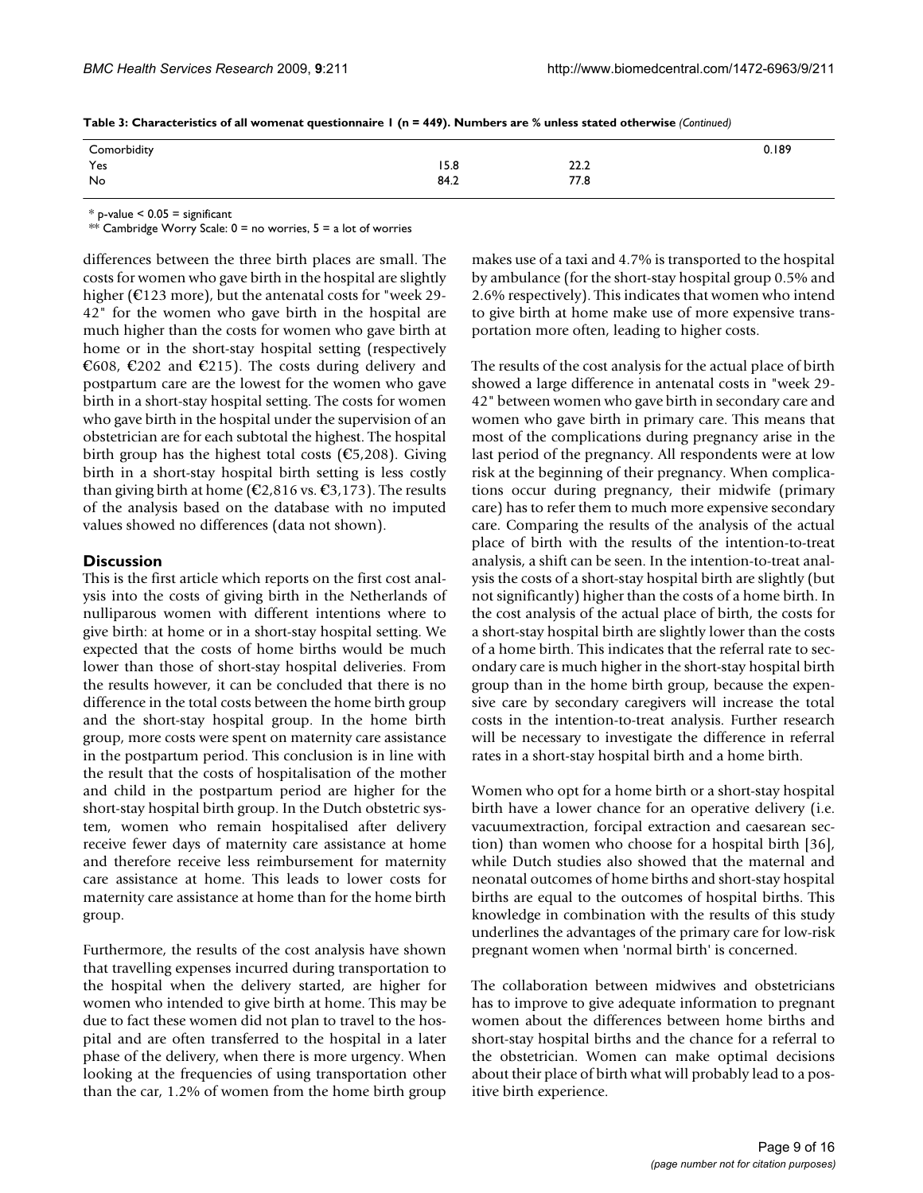**Table 3: Characteristics of all womenat questionnaire 1 (n = 449). Numbers are % unless stated otherwise** *(Continued)*

| | | | |
|---|---|---|---|
| Comorbidity | | | 0.189 |
| Yes | 15.8 | 22.2 | |
| No | 84.2 | 77.8 | |

\* p-value < 0.05 = significant

\*\* Cambridge Worry Scale: 0 = no worries, 5 = a lot of worries

differences between the three birth places are small. The costs for women who gave birth in the hospital are slightly higher (€123 more), but the antenatal costs for "week 29-42" for the women who gave birth in the hospital are much higher than the costs for women who gave birth at home or in the short-stay hospital setting (respectively €608, €202 and €215). The costs during delivery and postpartum care are the lowest for the women who gave birth in a short-stay hospital setting. The costs for women who gave birth in the hospital under the supervision of an obstetrician are for each subtotal the highest. The hospital birth group has the highest total costs (€5,208). Giving birth in a short-stay hospital birth setting is less costly than giving birth at home (€2,816 vs. €3,173). The results of the analysis based on the database with no imputed values showed no differences (data not shown).

## Discussion

This is the first article which reports on the first cost analysis into the costs of giving birth in the Netherlands of nulliparous women with different intentions where to give birth: at home or in a short-stay hospital setting. We expected that the costs of home births would be much lower than those of short-stay hospital deliveries. From the results however, it can be concluded that there is no difference in the total costs between the home birth group and the short-stay hospital group. In the home birth group, more costs were spent on maternity care assistance in the postpartum period. This conclusion is in line with the result that the costs of hospitalisation of the mother and child in the postpartum period are higher for the short-stay hospital birth group. In the Dutch obstetric system, women who remain hospitalised after delivery receive fewer days of maternity care assistance at home and therefore receive less reimbursement for maternity care assistance at home. This leads to lower costs for maternity care assistance at home than for the home birth group.

Furthermore, the results of the cost analysis have shown that travelling expenses incurred during transportation to the hospital when the delivery started, are higher for women who intended to give birth at home. This may be due to fact these women did not plan to travel to the hospital and are often transferred to the hospital in a later phase of the delivery, when there is more urgency. When looking at the frequencies of using transportation other than the car, 1.2% of women from the home birth group makes use of a taxi and 4.7% is transported to the hospital by ambulance (for the short-stay hospital group 0.5% and 2.6% respectively). This indicates that women who intend to give birth at home make use of more expensive transportation more often, leading to higher costs.

The results of the cost analysis for the actual place of birth showed a large difference in antenatal costs in "week 29-42" between women who gave birth in secondary care and women who gave birth in primary care. This means that most of the complications during pregnancy arise in the last period of the pregnancy. All respondents were at low risk at the beginning of their pregnancy. When complications occur during pregnancy, their midwife (primary care) has to refer them to much more expensive secondary care. Comparing the results of the analysis of the actual place of birth with the results of the intention-to-treat analysis, a shift can be seen. In the intention-to-treat analysis the costs of a short-stay hospital birth are slightly (but not significantly) higher than the costs of a home birth. In the cost analysis of the actual place of birth, the costs for a short-stay hospital birth are slightly lower than the costs of a home birth. This indicates that the referral rate to secondary care is much higher in the short-stay hospital birth group than in the home birth group, because the expensive care by secondary caregivers will increase the total costs in the intention-to-treat analysis. Further research will be necessary to investigate the difference in referral rates in a short-stay hospital birth and a home birth.

Women who opt for a home birth or a short-stay hospital birth have a lower chance for an operative delivery (i.e. vacuumextraction, forcipal extraction and caesarean section) than women who choose for a hospital birth [36], while Dutch studies also showed that the maternal and neonatal outcomes of home births and short-stay hospital births are equal to the outcomes of hospital births. This knowledge in combination with the results of this study underlines the advantages of the primary care for low-risk pregnant women when 'normal birth' is concerned.

The collaboration between midwives and obstetricians has to improve to give adequate information to pregnant women about the differences between home births and short-stay hospital births and the chance for a referral to the obstetrician. Women can make optimal decisions about their place of birth what will probably lead to a positive birth experience.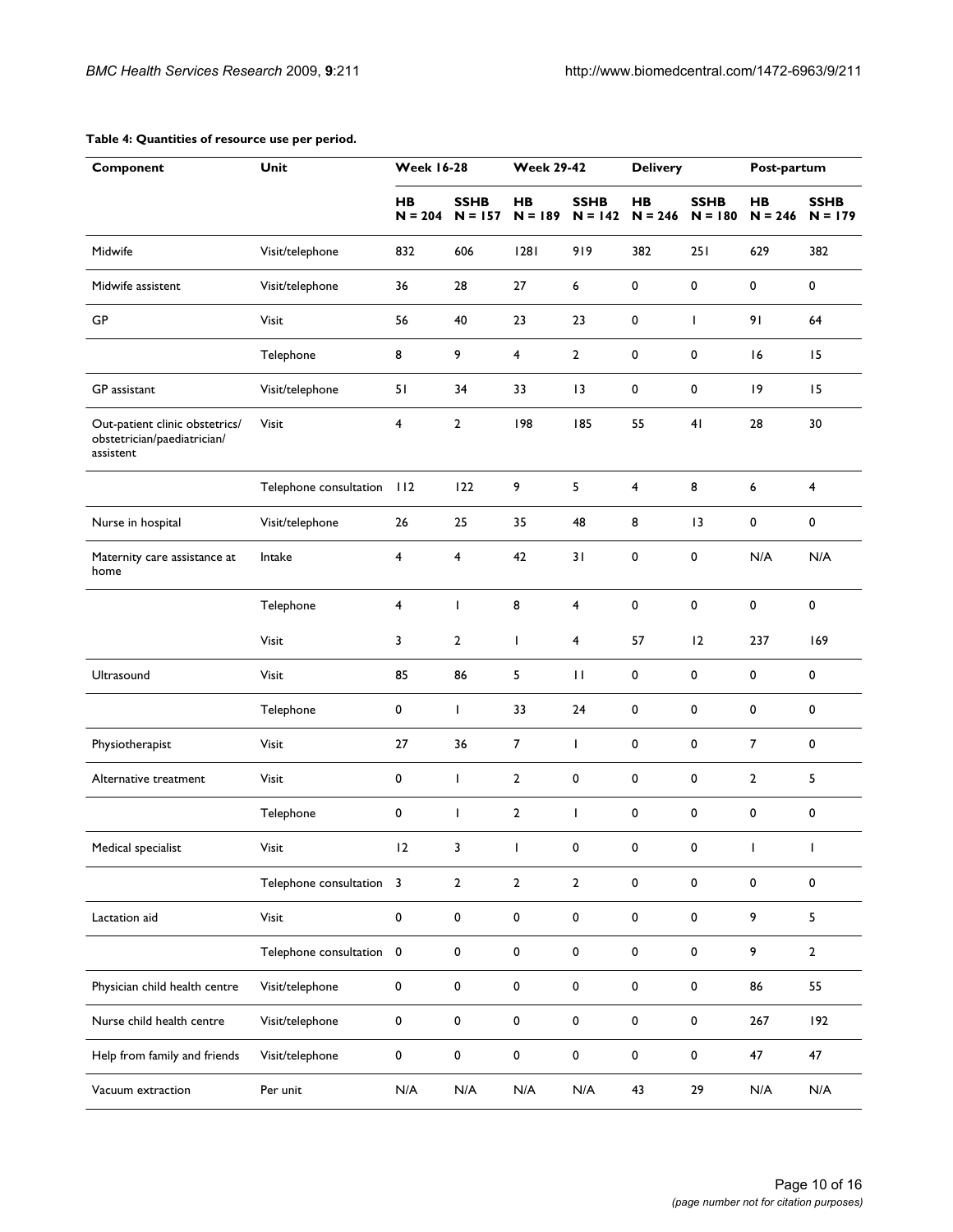**Table 4: Quantities of resource use per period.**

| Component | Unit | Week 16-28 | | Week 29-42 | | Delivery | | Post-partum | |
|---|---|---|---|---|---|---|---|---|---|
| | | HB N = 204 | SSHB N = 157 | HB N = 189 | SSHB N = 142 | HB N = 246 | SSHB N = 180 | HB N = 246 | SSHB N = 179 |
| Midwife | Visit/telephone | 832 | 606 | 1281 | 919 | 382 | 251 | 629 | 382 |
| Midwife assistent | Visit/telephone | 36 | 28 | 27 | 6 | 0 | 0 | 0 | 0 |
| GP | Visit | 56 | 40 | 23 | 23 | 0 | 1 | 91 | 64 |
| | Telephone | 8 | 9 | 4 | 2 | 0 | 0 | 16 | 15 |
| GP assistant | Visit/telephone | 51 | 34 | 33 | 13 | 0 | 0 | 19 | 15 |
| Out-patient clinic obstetrics/ obstetrician/paediatrician/ assistent | Visit | 4 | 2 | 198 | 185 | 55 | 41 | 28 | 30 |
| | Telephone consultation | 112 | 122 | 9 | 5 | 4 | 8 | 6 | 4 |
| Nurse in hospital | Visit/telephone | 26 | 25 | 35 | 48 | 8 | 13 | 0 | 0 |
| Maternity care assistance at home | Intake | 4 | 4 | 42 | 31 | 0 | 0 | N/A | N/A |
| | Telephone | 4 | 1 | 8 | 4 | 0 | 0 | 0 | 0 |
| | Visit | 3 | 2 | 1 | 4 | 57 | 12 | 237 | 169 |
| Ultrasound | Visit | 85 | 86 | 5 | 11 | 0 | 0 | 0 | 0 |
| | Telephone | 0 | 1 | 33 | 24 | 0 | 0 | 0 | 0 |
| Physiotherapist | Visit | 27 | 36 | 7 | 1 | 0 | 0 | 7 | 0 |
| Alternative treatment | Visit | 0 | 1 | 2 | 0 | 0 | 0 | 2 | 5 |
| | Telephone | 0 | 1 | 2 | 1 | 0 | 0 | 0 | 0 |
| Medical specialist | Visit | 12 | 3 | 1 | 0 | 0 | 0 | 1 | 1 |
| | Telephone consultation | 3 | 2 | 2 | 2 | 0 | 0 | 0 | 0 |
| Lactation aid | Visit | 0 | 0 | 0 | 0 | 0 | 0 | 9 | 5 |
| | Telephone consultation | 0 | 0 | 0 | 0 | 0 | 0 | 9 | 2 |
| Physician child health centre | Visit/telephone | 0 | 0 | 0 | 0 | 0 | 0 | 86 | 55 |
| Nurse child health centre | Visit/telephone | 0 | 0 | 0 | 0 | 0 | 0 | 267 | 192 |
| Help from family and friends | Visit/telephone | 0 | 0 | 0 | 0 | 0 | 0 | 47 | 47 |
| Vacuum extraction | Per unit | N/A | N/A | N/A | N/A | 43 | 29 | N/A | N/A |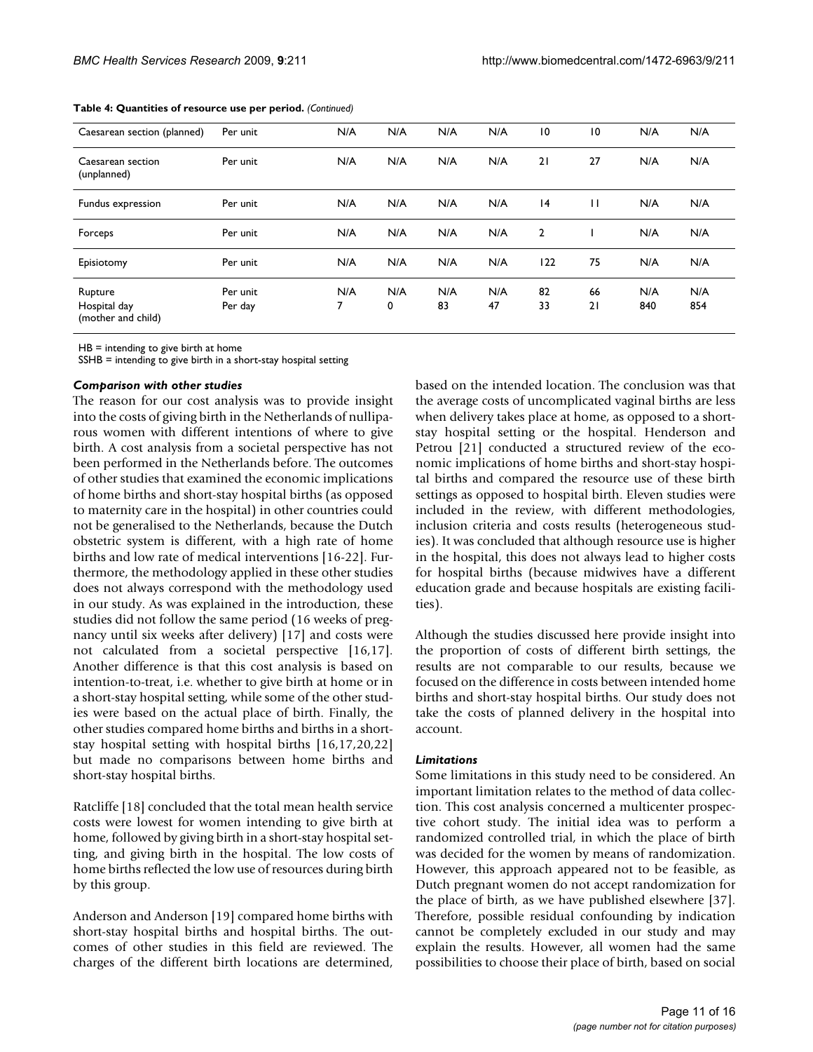**Table 4: Quantities of resource use per period.** *(Continued)*

| | | | | | | | | | |
|---|---|---|---|---|---|---|---|---|---|
| Caesarean section (planned) | Per unit | N/A | N/A | N/A | N/A | 10 | 10 | N/A | N/A |
| Caesarean section (unplanned) | Per unit | N/A | N/A | N/A | N/A | 21 | 27 | N/A | N/A |
| Fundus expression | Per unit | N/A | N/A | N/A | N/A | 14 | 11 | N/A | N/A |
| Forceps | Per unit | N/A | N/A | N/A | N/A | 2 | 1 | N/A | N/A |
| Episiotomy | Per unit | N/A | N/A | N/A | N/A | 122 | 75 | N/A | N/A |
| Rupture | Per unit | N/A | N/A | N/A | N/A | 82 | 66 | N/A | N/A |
| Hospital day (mother and child) | Per day | 7 | 0 | 83 | 47 | 33 | 21 | 840 | 854 |

HB = intending to give birth at home
SSHB = intending to give birth in a short-stay hospital setting

### *Comparison with other studies*

The reason for our cost analysis was to provide insight into the costs of giving birth in the Netherlands of nulliparous women with different intentions of where to give birth. A cost analysis from a societal perspective has not been performed in the Netherlands before. The outcomes of other studies that examined the economic implications of home births and short-stay hospital births (as opposed to maternity care in the hospital) in other countries could not be generalised to the Netherlands, because the Dutch obstetric system is different, with a high rate of home births and low rate of medical interventions [16-22]. Furthermore, the methodology applied in these other studies does not always correspond with the methodology used in our study. As was explained in the introduction, these studies did not follow the same period (16 weeks of pregnancy until six weeks after delivery) [17] and costs were not calculated from a societal perspective [16,17]. Another difference is that this cost analysis is based on intention-to-treat, i.e. whether to give birth at home or in a short-stay hospital setting, while some of the other studies were based on the actual place of birth. Finally, the other studies compared home births and births in a short-stay hospital setting with hospital births [16,17,20,22] but made no comparisons between home births and short-stay hospital births.

Ratcliffe [18] concluded that the total mean health service costs were lowest for women intending to give birth at home, followed by giving birth in a short-stay hospital setting, and giving birth in the hospital. The low costs of home births reflected the low use of resources during birth by this group.

Anderson and Anderson [19] compared home births with short-stay hospital births and hospital births. The outcomes of other studies in this field are reviewed. The charges of the different birth locations are determined, based on the intended location. The conclusion was that the average costs of uncomplicated vaginal births are less when delivery takes place at home, as opposed to a short-stay hospital setting or the hospital. Henderson and Petrou [21] conducted a structured review of the economic implications of home births and short-stay hospital births and compared the resource use of these birth settings as opposed to hospital birth. Eleven studies were included in the review, with different methodologies, inclusion criteria and costs results (heterogeneous studies). It was concluded that although resource use is higher in the hospital, this does not always lead to higher costs for hospital births (because midwives have a different education grade and because hospitals are existing facilities).

Although the studies discussed here provide insight into the proportion of costs of different birth settings, the results are not comparable to our results, because we focused on the difference in costs between intended home births and short-stay hospital births. Our study does not take the costs of planned delivery in the hospital into account.

### *Limitations*

Some limitations in this study need to be considered. An important limitation relates to the method of data collection. This cost analysis concerned a multicenter prospective cohort study. The initial idea was to perform a randomized controlled trial, in which the place of birth was decided for the women by means of randomization. However, this approach appeared not to be feasible, as Dutch pregnant women do not accept randomization for the place of birth, as we have published elsewhere [37]. Therefore, possible residual confounding by indication cannot be completely excluded in our study and may explain the results. However, all women had the same possibilities to choose their place of birth, based on social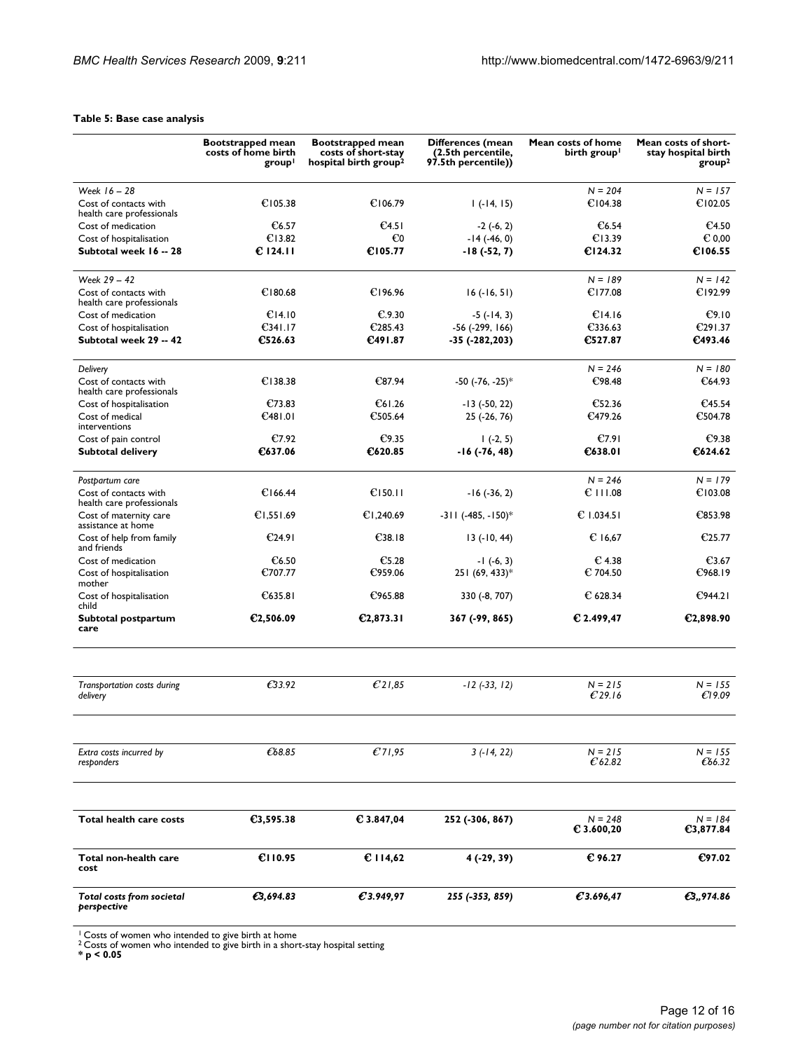**Table 5: Base case analysis**

| | Bootstrapped mean costs of home birth group[1] | Bootstrapped mean costs of short-stay hospital birth group[2] | Differences (mean (2.5th percentile, 97.5th percentile)) | Mean costs of home birth group[1] | Mean costs of short-stay hospital birth group[2] |
| --- | --- | --- | --- | --- | --- |
| *Week 16 – 28* | | | | *N = 204* | *N = 157* |
| Cost of contacts with health care professionals | €105.38 | €106.79 | 1 (-14, 15) | €104.38 | €102.05 |
| Cost of medication | €6.57 | €4.51 | -2 (-6, 2) | €6.54 | €4.50 |
| Cost of hospitalisation | €13.82 | €0 | -14 (-46, 0) | €13.39 | € 0,00 |
| **Subtotal week 16 -- 28** | **€ 124.11** | **€105.77** | **-18 (-52, 7)** | **€124.32** | **€106.55** |
| *Week 29 – 42* | | | | *N = 189* | *N = 142* |
| Cost of contacts with health care professionals | €180.68 | €196.96 | 16 (-16, 51) | €177.08 | €192.99 |
| Cost of medication | €14.10 | €.9.30 | -5 (-14, 3) | €14.16 | €9.10 |
| Cost of hospitalisation | €341.17 | €285.43 | -56 (-299, 166) | €336.63 | €291.37 |
| **Subtotal week 29 -- 42** | **€526.63** | **€491.87** | **-35 (-282,203)** | **€527.87** | **€493.46** |
| *Delivery* | | | | *N = 246* | *N = 180* |
| Cost of contacts with health care professionals | €138.38 | €87.94 | -50 (-76, -25)* | €98.48 | €64.93 |
| Cost of hospitalisation | €73.83 | €61.26 | -13 (-50, 22) | €52.36 | €45.54 |
| Cost of medical interventions | €481.01 | €505.64 | 25 (-26, 76) | €479.26 | €504.78 |
| Cost of pain control | €7.92 | €9.35 | 1 (-2, 5) | €7.91 | €9.38 |
| **Subtotal delivery** | **€637.06** | **€620.85** | **-16 (-76, 48)** | **€638.01** | **€624.62** |
| *Postpartum care* | | | | *N = 246* | *N = 179* |
| Cost of contacts with health care professionals | €166.44 | €150.11 | -16 (-36, 2) | € 111.08 | €103.08 |
| Cost of maternity care assistance at home | €1,551.69 | €1,240.69 | -311 (-485, -150)* | € 1.034.51 | €853.98 |
| Cost of help from family and friends | €24.91 | €38.18 | 13 (-10, 44) | € 16,67 | €25.77 |
| Cost of medication | €6.50 | €5.28 | -1 (-6, 3) | € 4.38 | €3.67 |
| Cost of hospitalisation mother | €707.77 | €959.06 | 251 (69, 433)* | € 704.50 | €968.19 |
| Cost of hospitalisation child | €635.81 | €965.88 | 330 (-8, 707) | € 628.34 | €944.21 |
| **Subtotal postpartum care** | **€2,506.09** | **€2,873.31** | **367 (-99, 865)** | **€ 2.499,47** | **€2,898.90** |
| *Transportation costs during delivery* | *€33.92* | *€21,85* | *-12 (-33, 12)* | *N = 215* *€29.16* | *N = 155* *€19.09* |
| *Extra costs incurred by responders* | *€68.85* | *€71,95* | *3 (-14, 22)* | *N = 215* *€62.82* | *N = 155* *€66.32* |
| **Total health care costs** | **€3,595.38** | **€ 3.847,04** | **252 (-306, 867)** | *N = 248* **€ 3.600,20** | *N = 184* **€3,877.84** |
| **Total non-health care cost** | **€110.95** | **€ 114,62** | **4 (-29, 39)** | **€ 96.27** | **€97.02** |
| ***Total costs from societal perspective*** | ***€3,694.83*** | ***€3.949,97*** | ***255 (-353, 859)*** | ***€3.696,47*** | ***€3,,974.86*** |

[1] Costs of women who intended to give birth at home
[2] Costs of women who intended to give birth in a short-stay hospital setting
**\* p < 0.05**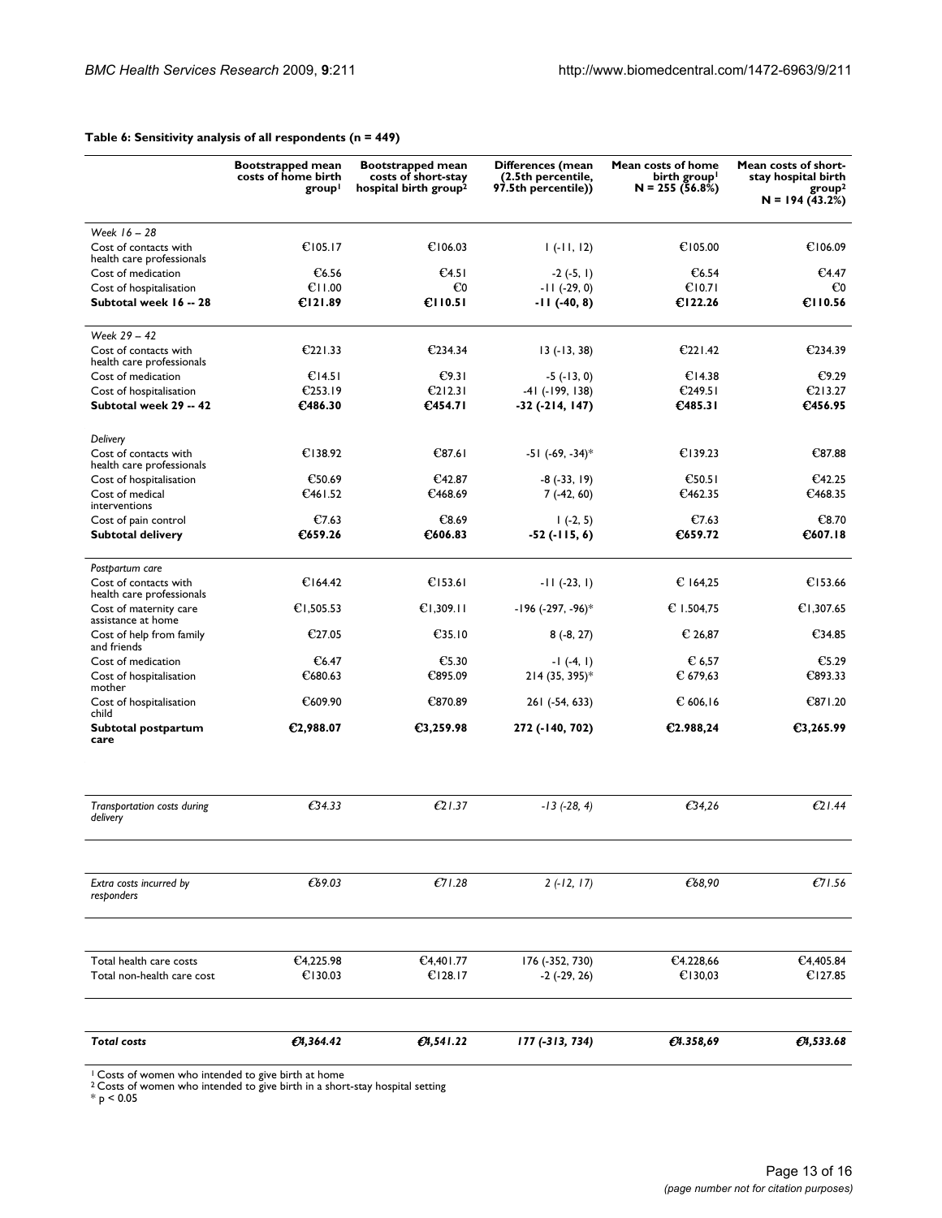**Table 6: Sensitivity analysis of all respondents (n = 449)**

| | Bootstrapped mean costs of home birth group[1] | Bootstrapped mean costs of short-stay hospital birth group[2] | Differences (mean (2.5th percentile, 97.5th percentile)) | Mean costs of home birth group[1] N = 255 (56.8%) | Mean costs of short-stay hospital birth group[2] N = 194 (43.2%) |
|---|---|---|---|---|---|
| *Week 16 – 28* | | | | | |
| Cost of contacts with health care professionals | €105.17 | €106.03 | 1 (-11, 12) | €105.00 | €106.09 |
| Cost of medication | €6.56 | €4.51 | -2 (-5, 1) | €6.54 | €4.47 |
| Cost of hospitalisation | €11.00 | €0 | -11 (-29, 0) | €10.71 | €0 |
| **Subtotal week 16 -- 28** | **€121.89** | **€110.51** | **-11 (-40, 8)** | **€122.26** | **€110.56** |
| *Week 29 – 42* | | | | | |
| Cost of contacts with health care professionals | €221.33 | €234.34 | 13 (-13, 38) | €221.42 | €234.39 |
| Cost of medication | €14.51 | €9.31 | -5 (-13, 0) | €14.38 | €9.29 |
| Cost of hospitalisation | €253.19 | €212.31 | -41 (-199, 138) | €249.51 | €213.27 |
| **Subtotal week 29 -- 42** | **€486.30** | **€454.71** | **-32 (-214, 147)** | **€485.31** | **€456.95** |
| *Delivery* | | | | | |
| Cost of contacts with health care professionals | €138.92 | €87.61 | -51 (-69, -34)* | €139.23 | €87.88 |
| Cost of hospitalisation | €50.69 | €42.87 | -8 (-33, 19) | €50.51 | €42.25 |
| Cost of medical interventions | €461.52 | €468.69 | 7 (-42, 60) | €462.35 | €468.35 |
| Cost of pain control | €7.63 | €8.69 | 1 (-2, 5) | €7.63 | €8.70 |
| **Subtotal delivery** | **€659.26** | **€606.83** | **-52 (-115, 6)** | **€659.72** | **€607.18** |
| *Postpartum care* | | | | | |
| Cost of contacts with health care professionals | €164.42 | €153.61 | -11 (-23, 1) | € 164,25 | €153.66 |
| Cost of maternity care assistance at home | €1,505.53 | €1,309.11 | -196 (-297, -96)* | € 1.504,75 | €1,307.65 |
| Cost of help from family and friends | €27.05 | €35.10 | 8 (-8, 27) | € 26,87 | €34.85 |
| Cost of medication | €6.47 | €5.30 | -1 (-4, 1) | € 6,57 | €5.29 |
| Cost of hospitalisation mother | €680.63 | €895.09 | 214 (35, 395)* | € 679,63 | €893.33 |
| Cost of hospitalisation child | €609.90 | €870.89 | 261 (-54, 633) | € 606,16 | €871.20 |
| **Subtotal postpartum care** | **€2,988.07** | **€3,259.98** | **272 (-140, 702)** | **€2.988,24** | **€3,265.99** |
| *Transportation costs during delivery* | *€34.33* | *€21.37* | *-13 (-28, 4)* | *€34,26* | *€21.44* |
| *Extra costs incurred by responders* | *€69.03* | *€71.28* | *2 (-12, 17)* | *€68,90* | *€71.56* |
| Total health care costs | €4,225.98 | €4,401.77 | 176 (-352, 730) | €4.228,66 | €4,405.84 |
| Total non-health care cost | €130.03 | €128.17 | -2 (-29, 26) | €130,03 | €127.85 |
| ***Total costs*** | ***€4,364.42*** | ***€4,541.22*** | ***177 (-313, 734)*** | ***€4.358,69*** | ***€4,533.68*** |

[1] Costs of women who intended to give birth at home
[2] Costs of women who intended to give birth in a short-stay hospital setting
* $p < 0.05$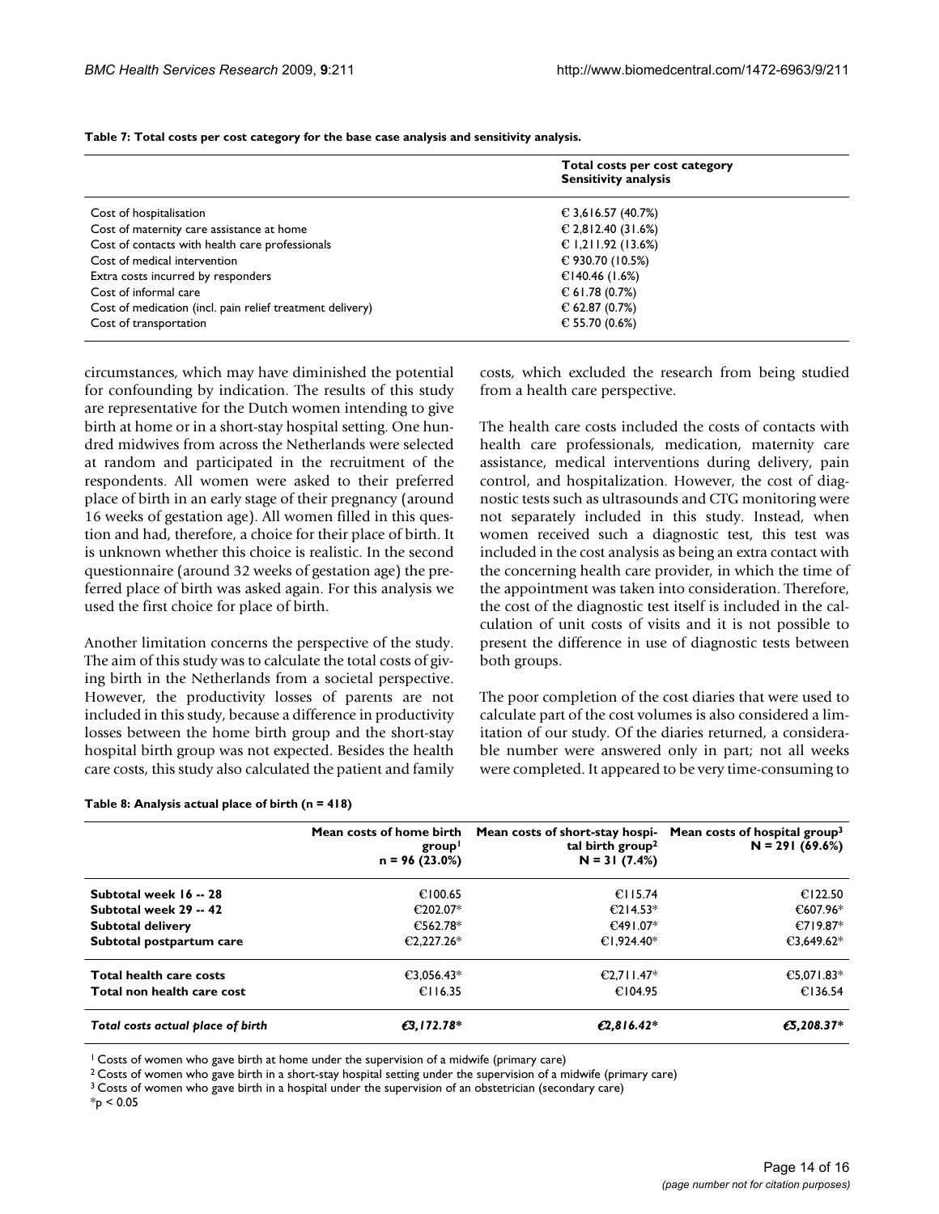**Table 7: Total costs per cost category for the base case analysis and sensitivity analysis.**

| | Total costs per cost category Sensitivity analysis |
| --- | --- |
| Cost of hospitalisation | € 3,616.57 (40.7%) |
| Cost of maternity care assistance at home | € 2,812.40 (31.6%) |
| Cost of contacts with health care professionals | € 1,211.92 (13.6%) |
| Cost of medical intervention | € 930.70 (10.5%) |
| Extra costs incurred by responders | €140.46 (1.6%) |
| Cost of informal care | € 61.78 (0.7%) |
| Cost of medication (incl. pain relief treatment delivery) | € 62.87 (0.7%) |
| Cost of transportation | € 55.70 (0.6%) |

circumstances, which may have diminished the potential for confounding by indication. The results of this study are representative for the Dutch women intending to give birth at home or in a short-stay hospital setting. One hundred midwives from across the Netherlands were selected at random and participated in the recruitment of the respondents. All women were asked to their preferred place of birth in an early stage of their pregnancy (around 16 weeks of gestation age). All women filled in this question and had, therefore, a choice for their place of birth. It is unknown whether this choice is realistic. In the second questionnaire (around 32 weeks of gestation age) the preferred place of birth was asked again. For this analysis we used the first choice for place of birth.

Another limitation concerns the perspective of the study. The aim of this study was to calculate the total costs of giving birth in the Netherlands from a societal perspective. However, the productivity losses of parents are not included in this study, because a difference in productivity losses between the home birth group and the short-stay hospital birth group was not expected. Besides the health care costs, this study also calculated the patient and family costs, which excluded the research from being studied from a health care perspective.

The health care costs included the costs of contacts with health care professionals, medication, maternity care assistance, medical interventions during delivery, pain control, and hospitalization. However, the cost of diagnostic tests such as ultrasounds and CTG monitoring were not separately included in this study. Instead, when women received such a diagnostic test, this test was included in the cost analysis as being an extra contact with the concerning health care provider, in which the time of the appointment was taken into consideration. Therefore, the cost of the diagnostic test itself is included in the calculation of unit costs of visits and it is not possible to present the difference in use of diagnostic tests between both groups.

The poor completion of the cost diaries that were used to calculate part of the cost volumes is also considered a limitation of our study. Of the diaries returned, a considerable number were answered only in part; not all weeks were completed. It appeared to be very time-consuming to

**Table 8: Analysis actual place of birth (n = 418)**

| | Mean costs of home birth group[1] n = 96 (23.0%) | Mean costs of short-stay hospital birth group[2] N = 31 (7.4%) | Mean costs of hospital group[3] N = 291 (69.6%) |
| --- | --- | --- | --- |
| **Subtotal week 16 -- 28** | €100.65 | €115.74 | €122.50 |
| **Subtotal week 29 -- 42** | €202.07* | €214.53* | €607.96* |
| **Subtotal delivery** | €562.78* | €491.07* | €719.87* |
| **Subtotal postpartum care** | €2,227.26* | €1,924.40* | €3,649.62* |
| **Total health care costs** | €3,056.43* | €2,711.47* | €5,071.83* |
| **Total non health care cost** | €116.35 | €104.95 | €136.54 |
| ***Total costs actual place of birth*** | ***€3,172.78**** | ***€2,816.42**** | ***€5,208.37**** |

[1] Costs of women who gave birth at home under the supervision of a midwife (primary care)
[2] Costs of women who gave birth in a short-stay hospital setting under the supervision of a midwife (primary care)
[3] Costs of women who gave birth in a hospital under the supervision of an obstetrician (secondary care)
*$p < 0.05$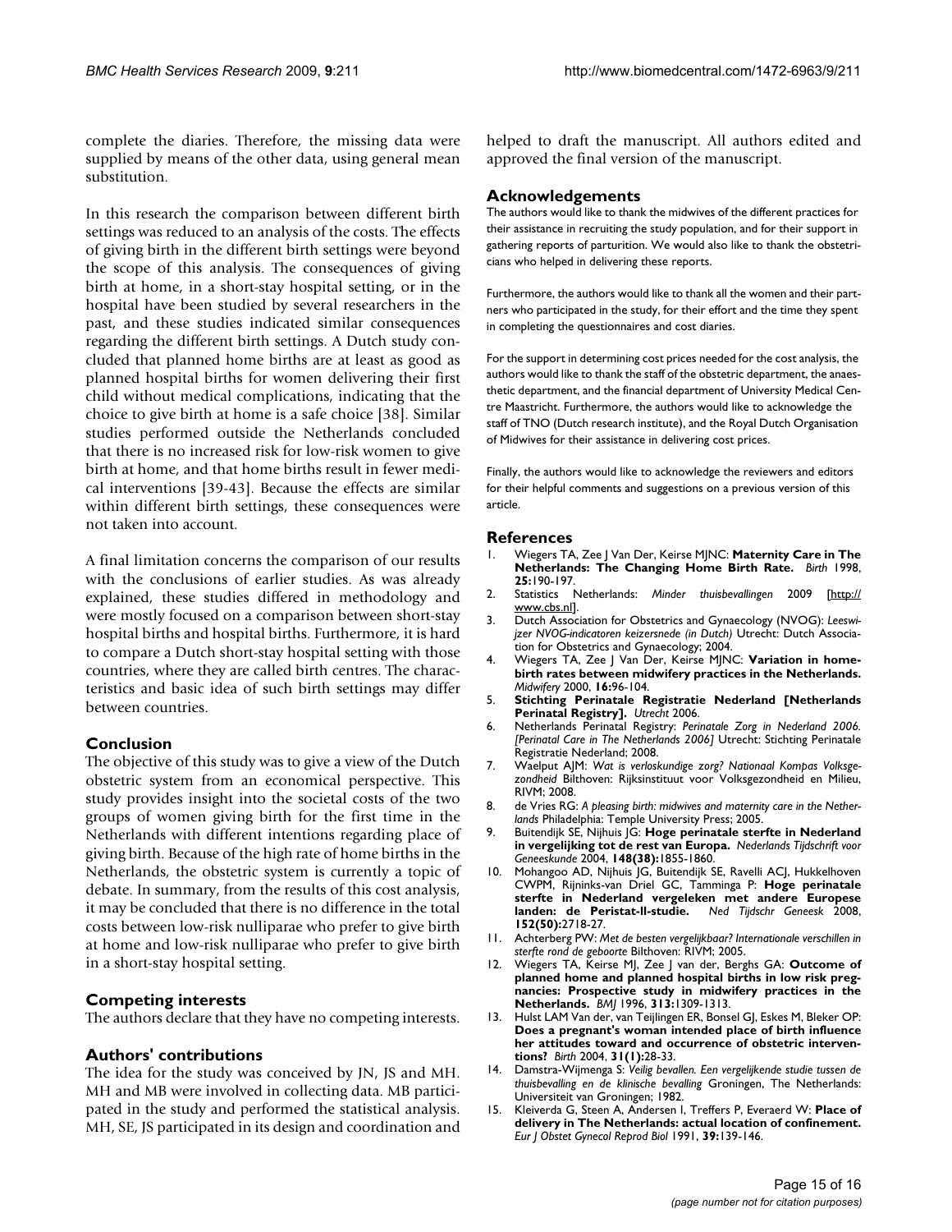complete the diaries. Therefore, the missing data were supplied by means of the other data, using general mean substitution.

In this research the comparison between different birth settings was reduced to an analysis of the costs. The effects of giving birth in the different birth settings were beyond the scope of this analysis. The consequences of giving birth at home, in a short-stay hospital setting, or in the hospital have been studied by several researchers in the past, and these studies indicated similar consequences regarding the different birth settings. A Dutch study concluded that planned home births are at least as good as planned hospital births for women delivering their first child without medical complications, indicating that the choice to give birth at home is a safe choice [38]. Similar studies performed outside the Netherlands concluded that there is no increased risk for low-risk women to give birth at home, and that home births result in fewer medical interventions [39-43]. Because the effects are similar within different birth settings, these consequences were not taken into account.

A final limitation concerns the comparison of our results with the conclusions of earlier studies. As was already explained, these studies differed in methodology and were mostly focused on a comparison between short-stay hospital births and hospital births. Furthermore, it is hard to compare a Dutch short-stay hospital setting with those countries, where they are called birth centres. The characteristics and basic idea of such birth settings may differ between countries.

## Conclusion

The objective of this study was to give a view of the Dutch obstetric system from an economical perspective. This study provides insight into the societal costs of the two groups of women giving birth for the first time in the Netherlands with different intentions regarding place of giving birth. Because of the high rate of home births in the Netherlands, the obstetric system is currently a topic of debate. In summary, from the results of this cost analysis, it may be concluded that there is no difference in the total costs between low-risk nulliparae who prefer to give birth at home and low-risk nulliparae who prefer to give birth in a short-stay hospital setting.

## Competing interests

The authors declare that they have no competing interests.

## Authors' contributions

The idea for the study was conceived by JN, JS and MH. MH and MB were involved in collecting data. MB participated in the study and performed the statistical analysis. MH, SE, JS participated in its design and coordination and helped to draft the manuscript. All authors edited and approved the final version of the manuscript.

## Acknowledgements

The authors would like to thank the midwives of the different practices for their assistance in recruiting the study population, and for their support in gathering reports of parturition. We would also like to thank the obstetricians who helped in delivering these reports.

Furthermore, the authors would like to thank all the women and their partners who participated in the study, for their effort and the time they spent in completing the questionnaires and cost diaries.

For the support in determining cost prices needed for the cost analysis, the authors would like to thank the staff of the obstetric department, the anaesthetic department, and the financial department of University Medical Centre Maastricht. Furthermore, the authors would like to acknowledge the staff of TNO (Dutch research institute), and the Royal Dutch Organisation of Midwives for their assistance in delivering cost prices.

Finally, the authors would like to acknowledge the reviewers and editors for their helpful comments and suggestions on a previous version of this article.

## References

1. Wiegers TA, Zee J Van Der, Keirse MJNC: **Maternity Care in The Netherlands: The Changing Home Birth Rate.** *Birth* 1998, **25:**190-197.
2. Statistics Netherlands: *Minder thuisbevallingen* 2009 [http://www.cbs.nl].
3. Dutch Association for Obstetrics and Gynaecology (NVOG): *Leeswijzer NVOG-indicatoren keizersnede (in Dutch)* Utrecht: Dutch Association for Obstetrics and Gynaecology; 2004.
4. Wiegers TA, Zee J Van Der, Keirse MJNC: **Variation in home-birth rates between midwifery practices in the Netherlands.** *Midwifery* 2000, **16:**96-104.
5. **Stichting Perinatale Registratie Nederland [Netherlands Perinatal Registry].** *Utrecht* 2006.
6. Netherlands Perinatal Registry: *Perinatale Zorg in Nederland 2006. [Perinatal Care in The Netherlands 2006]* Utrecht: Stichting Perinatale Registratie Nederland; 2008.
7. Waelput AJM: *Wat is verloskundige zorg? Nationaal Kompas Volksgezondheid* Bilthoven: Rijksinstituut voor Volksgezondheid en Milieu, RIVM; 2008.
8. de Vries RG: *A pleasing birth: midwives and maternity care in the Netherlands* Philadelphia: Temple University Press; 2005.
9. Buitendijk SE, Nijhuis JG: **Hoge perinatale sterfte in Nederland in vergelijking tot de rest van Europa.** *Nederlands Tijdschrift voor Geneeskunde* 2004, **148(38):**1855-1860.
10. Mohangoo AD, Nijhuis JG, Buitendijk SE, Ravelli ACJ, Hukkelhoven CWPM, Rijninks-van Driel GC, Tamminga P: **Hoge perinatale sterfte in Nederland vergeleken met andere Europese landen: de Peristat-II-studie.** *Ned Tijdschr Geneesk* 2008, **152(50):**2718-27.
11. Achterberg PW: *Met de besten vergelijkbaar? Internationale verschillen in sterfte rond de geboorte* Bilthoven: RIVM; 2005.
12. Wiegers TA, Keirse MJ, Zee J van der, Berghs GA: **Outcome of planned home and planned hospital births in low risk pregnancies: Prospective study in midwifery practices in the Netherlands.** *BMJ* 1996, **313:**1309-1313.
13. Hulst LAM Van der, van Teijlingen ER, Bonsel GJ, Eskes M, Bleker OP: **Does a pregnant's woman intended place of birth influence her attitudes toward and occurrence of obstetric interventions?** *Birth* 2004, **31(1):**28-33.
14. Damstra-Wijmenga S: *Veilig bevallen. Een vergelijkende studie tussen de thuisbevalling en de klinische bevalling* Groningen, The Netherlands: Universiteit van Groningen; 1982.
15. Kleiverda G, Steen A, Andersen I, Treffers P, Everaerd W: **Place of delivery in The Netherlands: actual location of confinement.** *Eur J Obstet Gynecol Reprod Biol* 1991, **39:**139-146.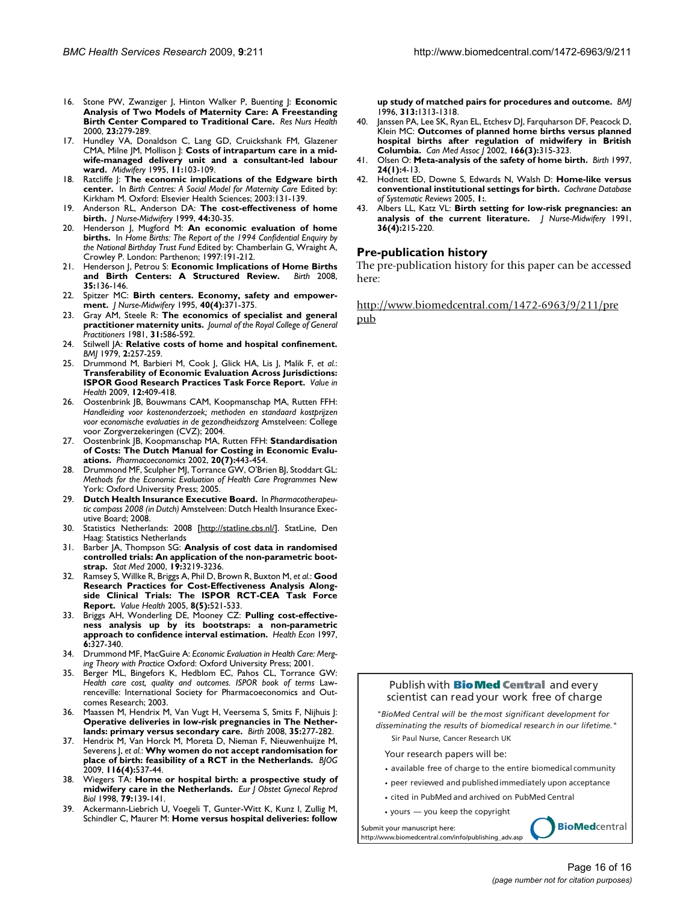16. Stone PW, Zwanziger J, Hinton Walker P, Buenting J: **Economic Analysis of Two Models of Maternity Care: A Freestanding Birth Center Compared to Traditional Care.** *Res Nurs Health* 2000, **23:**279-289.
17. Hundley VA, Donaldson C, Lang GD, Cruickshank FM, Glazener CMA, Milne JM, Mollison J: **Costs of intrapartum care in a midwife-managed delivery unit and a consultant-led labour ward.** *Midwifery* 1995, **11:**103-109.
18. Ratcliffe J: **The economic implications of the Edgware birth center.** In *Birth Centres: A Social Model for Maternity Care* Edited by: Kirkham M. Oxford: Elsevier Health Sciences; 2003:131-139.
19. Anderson RL, Anderson DA: **The cost-effectiveness of home birth.** *J Nurse-Midwifery* 1999, **44:**30-35.
20. Henderson J, Mugford M: **An economic evaluation of home births.** In *Home Births: The Report of the 1994 Confidential Enquiry by the National Birthday Trust Fund* Edited by: Chamberlain G, Wraight A, Crowley P. London: Parthenon; 1997:191-212.
21. Henderson J, Petrou S: **Economic Implications of Home Births and Birth Centers: A Structured Review.** *Birth* 2008, **35:**136-146.
22. Spitzer MC: **Birth centers. Economy, safety and empowerment.** *J Nurse-Midwifery* 1995, **40(4):**371-375.
23. Gray AM, Steele R: **The economics of specialist and general practitioner maternity units.** *Journal of the Royal College of General Practitioners* 1981, **31:**586-592.
24. Stilwell JA: **Relative costs of home and hospital confinement.** *BMJ* 1979, **2:**257-259.
25. Drummond M, Barbieri M, Cook J, Glick HA, Lis J, Malik F, *et al.*: **Transferability of Economic Evaluation Across Jurisdictions: ISPOR Good Research Practices Task Force Report.** *Value in Health* 2009, **12:**409-418.
26. Oostenbrink JB, Bouwmans CAM, Koopmanschap MA, Rutten FFH: *Handleiding voor kostenonderzoek; methoden en standaard kostprijzen voor economische evaluaties in de gezondheidszorg* Amstelveen: College voor Zorgverzekeringen (CVZ); 2004.
27. Oostenbrink JB, Koopmanschap MA, Rutten FFH: **Standardisation of Costs: The Dutch Manual for Costing in Economic Evaluations.** *Pharmacoeconomics* 2002, **20(7):**443-454.
28. Drummond MF, Sculpher MJ, Torrance GW, O'Brien BJ, Stoddart GL: *Methods for the Economic Evaluation of Health Care Programmes* New York: Oxford University Press; 2005.
29. **Dutch Health Insurance Executive Board.** In *Pharmacotherapeutic compass 2008 (in Dutch)* Amstelveen: Dutch Health Insurance Executive Board; 2008.
30. Statistics Netherlands: 2008 [http://statline.cbs.nl/]. StatLine, Den Haag: Statistics Netherlands
31. Barber JA, Thompson SG: **Analysis of cost data in randomised controlled trials: An application of the non-parametric bootstrap.** *Stat Med* 2000, **19:**3219-3236.
32. Ramsey S, Willke R, Briggs A, Phil D, Brown R, Buxton M, *et al.*: **Good Research Practices for Cost-Effectiveness Analysis Alongside Clinical Trials: The ISPOR RCT-CEA Task Force Report.** *Value Health* 2005, **8(5):**521-533.
33. Briggs AH, Wonderling DE, Mooney CZ: **Pulling cost-effectiveness analysis up by its bootstraps: a non-parametric approach to confidence interval estimation.** *Health Econ* 1997, **6:**327-340.
34. Drummond MF, MacGuire A: *Economic Evaluation in Health Care: Merging Theory with Practice* Oxford: Oxford University Press; 2001.
35. Berger ML, Bingefors K, Hedblom EC, Pahos CL, Torrance GW: *Health care cost, quality and outcomes. ISPOR book of terms* Lawrenceville: International Society for Pharmacoeconomics and Outcomes Research; 2003.
36. Maassen M, Hendrix M, Van Vugt H, Veersema S, Smits F, Nijhuis J: **Operative deliveries in low-risk pregnancies in The Netherlands: primary versus secondary care.** *Birth* 2008, **35:**277-282.
37. Hendrix M, Van Horck M, Moreta D, Nieman F, Nieuwenhuijze M, Severens J, *et al.*: **Why women do not accept randomisation for place of birth: feasibility of a RCT in the Netherlands.** *BJOG* 2009, **116(4):**537-44.
38. Wiegers TA: **Home or hospital birth: a prospective study of midwifery care in the Netherlands.** *Eur J Obstet Gynecol Reprod Biol* 1998, **79:**139-141.
39. Ackermann-Liebrich U, Voegeli T, Gunter-Witt K, Kunz I, Zullig M, Schindler C, Maurer M: **Home versus hospital deliveries: follow up study of matched pairs for procedures and outcome.** *BMJ* 1996, **313:**1313-1318.
40. Janssen PA, Lee SK, Ryan EL, Etchesv DJ, Farquharson DF, Peacock D, Klein MC: **Outcomes of planned home births versus planned hospital births after regulation of midwifery in British Columbia.** *Can Med Assoc J* 2002, **166(3):**315-323.
41. Olsen O: **Meta-analysis of the safety of home birth.** *Birth* 1997, **24(1):**4-13.
42. Hodnett ED, Downe S, Edwards N, Walsh D: **Home-like versus conventional institutional settings for birth.** *Cochrane Database of Systematic Reviews* 2005, **1:**.
43. Albers LL, Katz VL: **Birth setting for low-risk pregnancies: an analysis of the current literature.** *J Nurse-Midwifery* 1991, **36(4):**215-220.

## Pre-publication history

The pre-publication history for this paper can be accessed here:

http://www.biomedcentral.com/1472-6963/9/211/prepub

Publish with **BioMed Central** and every scientist can read your work free of charge

*"BioMed Central will be the most significant development for disseminating the results of biomedical research in our lifetime."*

Sir Paul Nurse, Cancer Research UK

Your research papers will be:

- available free of charge to the entire biomedical community
- peer reviewed and published immediately upon acceptance
- cited in PubMed and archived on PubMed Central
- yours — you keep the copyright

Submit your manuscript here:
http://www.biomedcentral.com/info/publishing_adv.asp

BioMedcentral